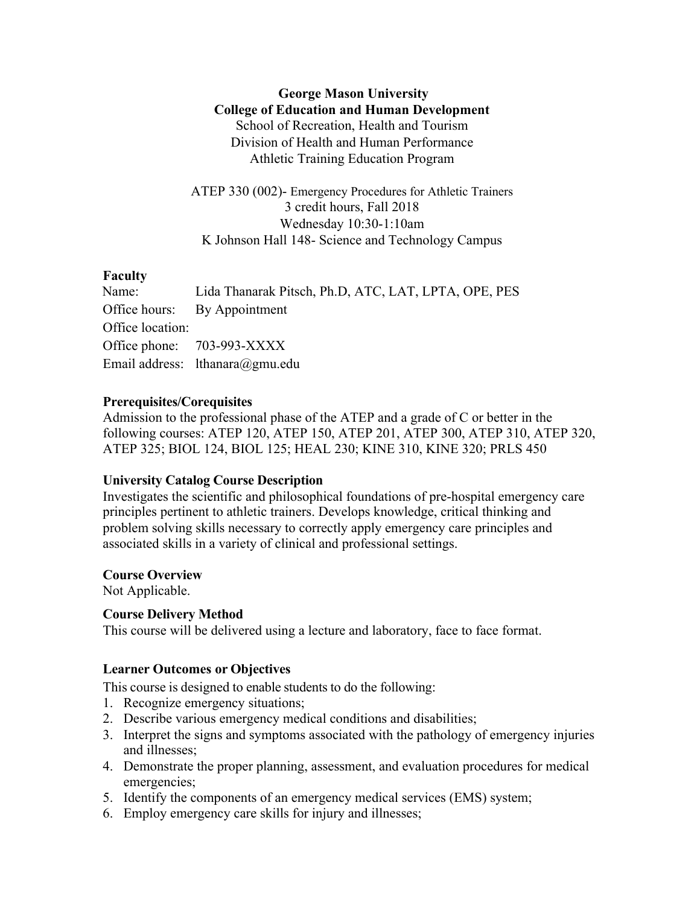**George Mason University**
**College of Education and Human Development**
School of Recreation, Health and Tourism
Division of Health and Human Performance
Athletic Training Education Program

ATEP 330 (002)- Emergency Procedures for Athletic Trainers
3 credit hours, Fall 2018
Wednesday 10:30-1:10am
K Johnson Hall 148- Science and Technology Campus

## Faculty

Name: Lida Thanarak Pitsch, Ph.D, ATC, LAT, LPTA, OPE, PES
Office hours: By Appointment
Office location:
Office phone: 703-993-XXXX
Email address: lthanara@gmu.edu

## Prerequisites/Corequisites

Admission to the professional phase of the ATEP and a grade of C or better in the following courses: ATEP 120, ATEP 150, ATEP 201, ATEP 300, ATEP 310, ATEP 320, ATEP 325; BIOL 124, BIOL 125; HEAL 230; KINE 310, KINE 320; PRLS 450

## University Catalog Course Description

Investigates the scientific and philosophical foundations of pre-hospital emergency care principles pertinent to athletic trainers. Develops knowledge, critical thinking and problem solving skills necessary to correctly apply emergency care principles and associated skills in a variety of clinical and professional settings.

## Course Overview

Not Applicable.

## Course Delivery Method

This course will be delivered using a lecture and laboratory, face to face format.

## Learner Outcomes or Objectives

This course is designed to enable students to do the following:

1. Recognize emergency situations;
2. Describe various emergency medical conditions and disabilities;
3. Interpret the signs and symptoms associated with the pathology of emergency injuries and illnesses;
4. Demonstrate the proper planning, assessment, and evaluation procedures for medical emergencies;
5. Identify the components of an emergency medical services (EMS) system;
6. Employ emergency care skills for injury and illnesses;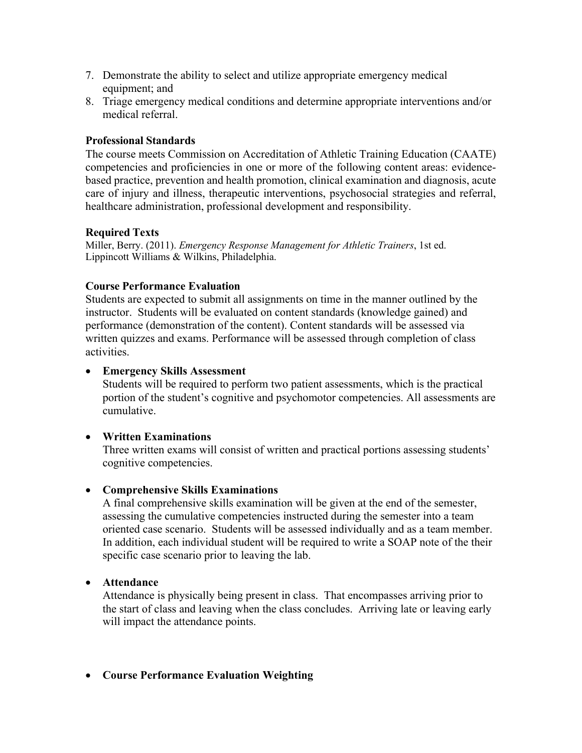7. Demonstrate the ability to select and utilize appropriate emergency medical equipment; and
8. Triage emergency medical conditions and determine appropriate interventions and/or medical referral.

**Professional Standards**

The course meets Commission on Accreditation of Athletic Training Education (CAATE) competencies and proficiencies in one or more of the following content areas: evidence-based practice, prevention and health promotion, clinical examination and diagnosis, acute care of injury and illness, therapeutic interventions, psychosocial strategies and referral, healthcare administration, professional development and responsibility.

**Required Texts**

Miller, Berry. (2011). *Emergency Response Management for Athletic Trainers*, 1st ed. Lippincott Williams & Wilkins, Philadelphia.

**Course Performance Evaluation**

Students are expected to submit all assignments on time in the manner outlined by the instructor. Students will be evaluated on content standards (knowledge gained) and performance (demonstration of the content). Content standards will be assessed via written quizzes and exams. Performance will be assessed through completion of class activities.

- **Emergency Skills Assessment**
  Students will be required to perform two patient assessments, which is the practical portion of the student's cognitive and psychomotor competencies. All assessments are cumulative.

- **Written Examinations**
  Three written exams will consist of written and practical portions assessing students' cognitive competencies.

- **Comprehensive Skills Examinations**
  A final comprehensive skills examination will be given at the end of the semester, assessing the cumulative competencies instructed during the semester into a team oriented case scenario. Students will be assessed individually and as a team member. In addition, each individual student will be required to write a SOAP note of the their specific case scenario prior to leaving the lab.

- **Attendance**
  Attendance is physically being present in class. That encompasses arriving prior to the start of class and leaving when the class concludes. Arriving late or leaving early will impact the attendance points.

- **Course Performance Evaluation Weighting**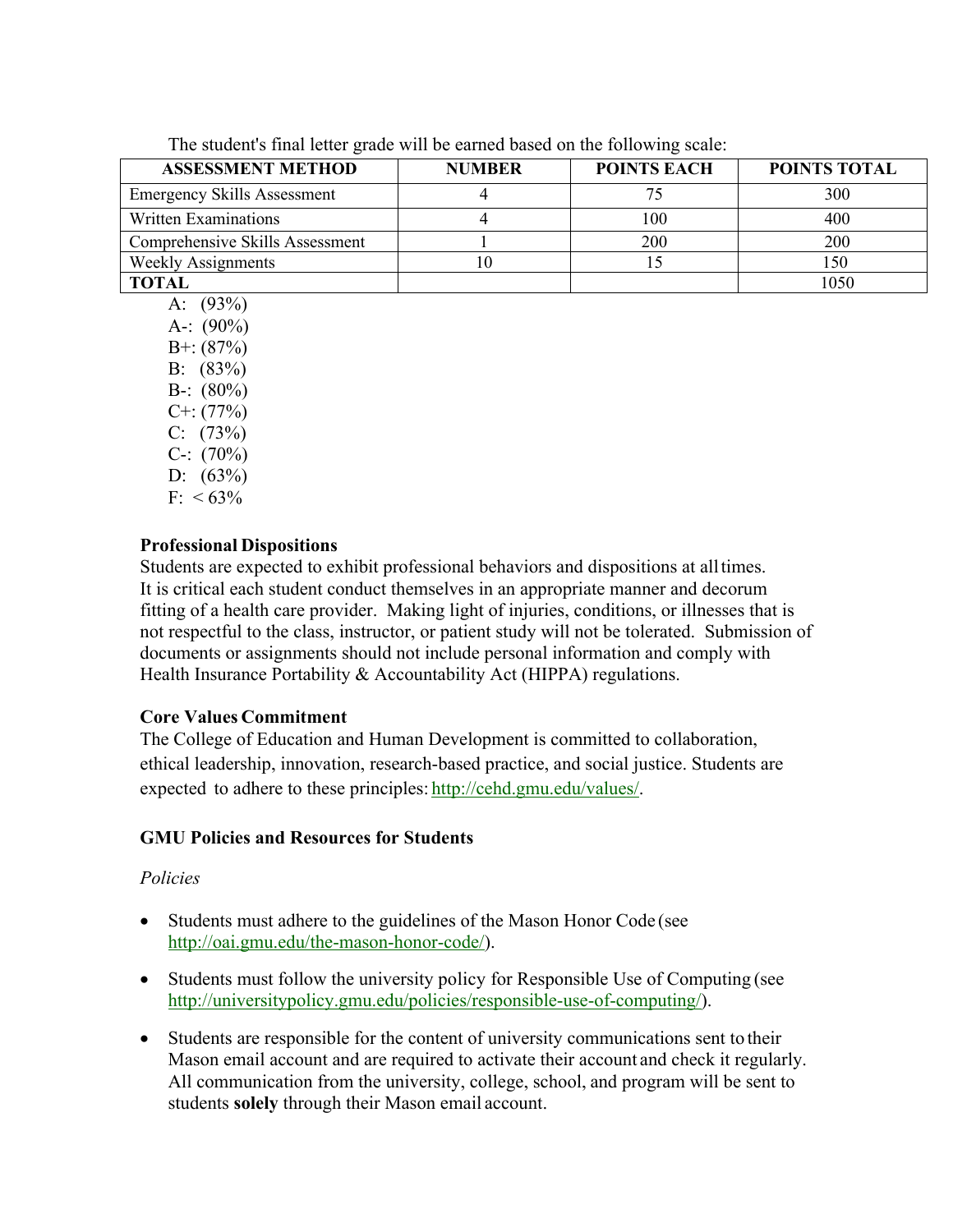The student's final letter grade will be earned based on the following scale:

| ASSESSMENT METHOD | NUMBER | POINTS EACH | POINTS TOTAL |
|---|---|---|---|
| Emergency Skills Assessment | 4 | 75 | 300 |
| Written Examinations | 4 | 100 | 400 |
| Comprehensive Skills Assessment | 1 | 200 | 200 |
| Weekly Assignments | 10 | 15 | 150 |
| **TOTAL** | | | 1050 |

A: (93%)
A-: (90%)
B+: (87%)
B: (83%)
B-: (80%)
C+: (77%)
C: (73%)
C-: (70%)
D: (63%)
F: < 63%

### Professional Dispositions

Students are expected to exhibit professional behaviors and dispositions at all times. It is critical each student conduct themselves in an appropriate manner and decorum fitting of a health care provider. Making light of injuries, conditions, or illnesses that is not respectful to the class, instructor, or patient study will not be tolerated. Submission of documents or assignments should not include personal information and comply with Health Insurance Portability & Accountability Act (HIPPA) regulations.

### Core Values Commitment

The College of Education and Human Development is committed to collaboration, ethical leadership, innovation, research-based practice, and social justice. Students are expected to adhere to these principles: http://cehd.gmu.edu/values/.

### GMU Policies and Resources for Students

*Policies*

- Students must adhere to the guidelines of the Mason Honor Code (see http://oai.gmu.edu/the-mason-honor-code/).
- Students must follow the university policy for Responsible Use of Computing (see http://universitypolicy.gmu.edu/policies/responsible-use-of-computing/).
- Students are responsible for the content of university communications sent to their Mason email account and are required to activate their account and check it regularly. All communication from the university, college, school, and program will be sent to students **solely** through their Mason email account.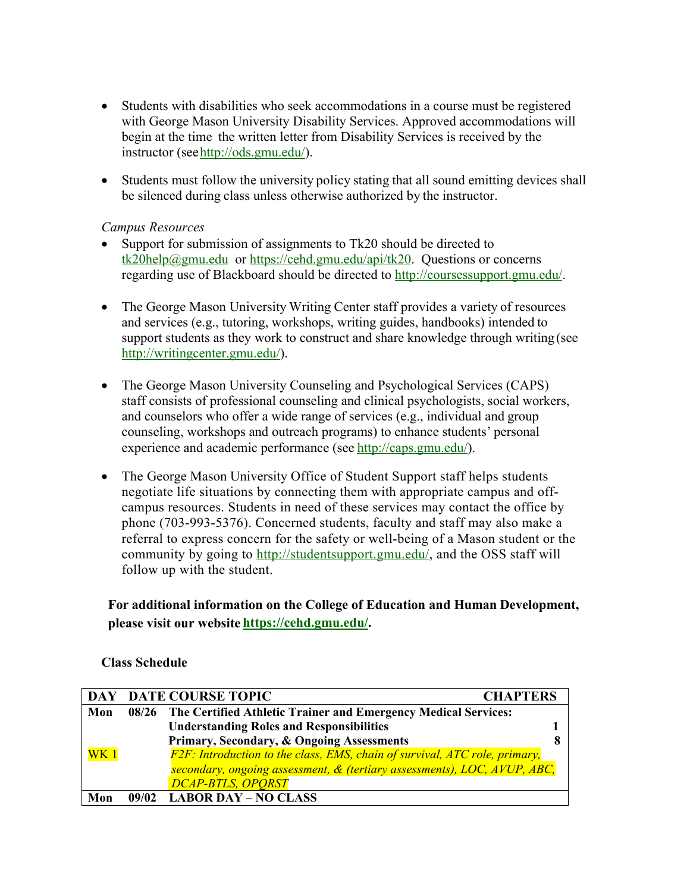- Students with disabilities who seek accommodations in a course must be registered with George Mason University Disability Services. Approved accommodations will begin at the time the written letter from Disability Services is received by the instructor (see http://ods.gmu.edu/).

- Students must follow the university policy stating that all sound emitting devices shall be silenced during class unless otherwise authorized by the instructor.

*Campus Resources*

- Support for submission of assignments to Tk20 should be directed to tk20help@gmu.edu or https://cehd.gmu.edu/api/tk20. Questions or concerns regarding use of Blackboard should be directed to http://coursessupport.gmu.edu/.

- The George Mason University Writing Center staff provides a variety of resources and services (e.g., tutoring, workshops, writing guides, handbooks) intended to support students as they work to construct and share knowledge through writing (see http://writingcenter.gmu.edu/).

- The George Mason University Counseling and Psychological Services (CAPS) staff consists of professional counseling and clinical psychologists, social workers, and counselors who offer a wide range of services (e.g., individual and group counseling, workshops and outreach programs) to enhance students' personal experience and academic performance (see http://caps.gmu.edu/).

- The George Mason University Office of Student Support staff helps students negotiate life situations by connecting them with appropriate campus and off-campus resources. Students in need of these services may contact the office by phone (703-993-5376). Concerned students, faculty and staff may also make a referral to express concern for the safety or well-being of a Mason student or the community by going to http://studentsupport.gmu.edu/, and the OSS staff will follow up with the student.

**For additional information on the College of Education and Human Development, please visit our website https://cehd.gmu.edu/.**

**Class Schedule**

| DAY | DATE | COURSE TOPIC | CHAPTERS |
|---|---|---|---|
| **Mon** | **08/26** | **The Certified Athletic Trainer and Emergency Medical Services: Understanding Roles and Responsibilities** | **1** |
| | | **Primary, Secondary, & Ongoing Assessments** | **8** |
| WK 1 | | *F2F: Introduction to the class, EMS, chain of survival, ATC role, primary, secondary, ongoing assessment, & (tertiary assessments), LOC, AVUP, ABC, DCAP-BTLS, OPQRST* | |
| **Mon** | **09/02** | **LABOR DAY – NO CLASS** | |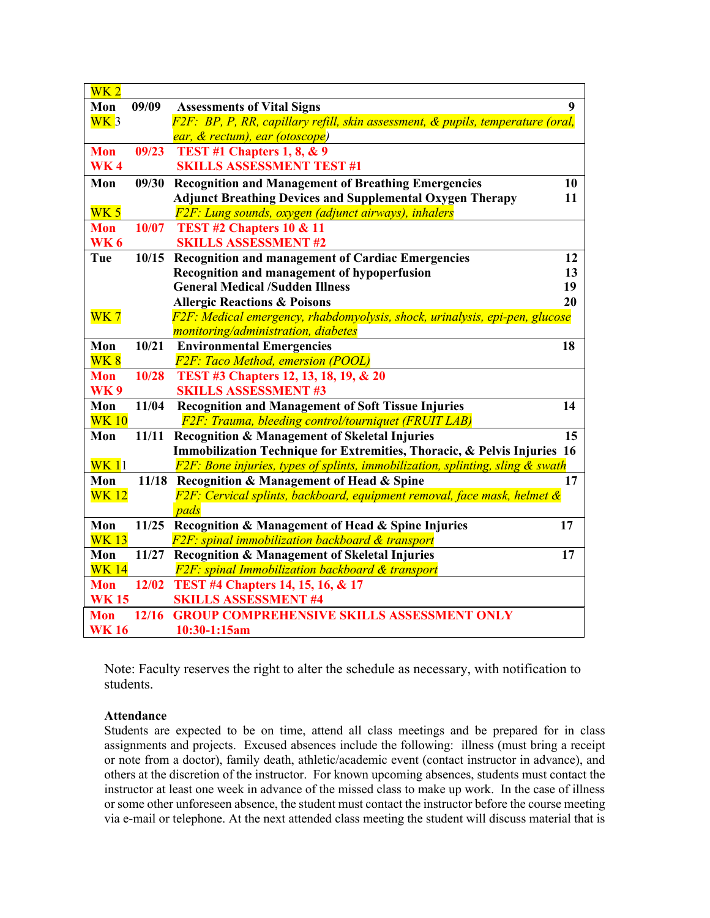| | | | |
|---|---|---|---|
| WK 2 | | | |
| Mon WK 3 | 09/09 | **Assessments of Vital Signs** *F2F: BP, P, RR, capillary refill, skin assessment, & pupils, temperature (oral, ear, & rectum), ear (otoscope)* | 9 |
| **Mon WK 4** | **09/23** | **TEST #1 Chapters 1, 8, & 9** **SKILLS ASSESSMENT TEST #1** | |
| Mon WK 5 | 09/30 | **Recognition and Management of Breathing Emergencies** **Adjunct Breathing Devices and Supplemental Oxygen Therapy** *F2F: Lung sounds, oxygen (adjunct airways), inhalers* | 10 11 |
| **Mon WK 6** | **10/07** | **TEST #2 Chapters 10 & 11** **SKILLS ASSESSMENT #2** | |
| Tue WK 7 | 10/15 | **Recognition and management of Cardiac Emergencies** **Recognition and management of hypoperfusion** **General Medical /Sudden Illness** **Allergic Reactions & Poisons** *F2F: Medical emergency, rhabdomyolysis, shock, urinalysis, epi-pen, glucose monitoring/administration, diabetes* | 12 13 19 20 |
| Mon WK 8 | 10/21 | **Environmental Emergencies** *F2F: Taco Method, emersion (POOL)* | 18 |
| **Mon WK 9** | **10/28** | **TEST #3 Chapters 12, 13, 18, 19, & 20** **SKILLS ASSESSMENT #3** | |
| Mon WK 10 | 11/04 | **Recognition and Management of Soft Tissue Injuries** *F2F: Trauma, bleeding control/tourniquet (FRUIT LAB)* | 14 |
| Mon WK 11 | 11/11 | **Recognition & Management of Skeletal Injuries** **Immobilization Technique for Extremities, Thoracic, & Pelvis Injuries** *F2F: Bone injuries, types of splints, immobilization, splinting, sling & swath* | 15 16 |
| Mon WK 12 | 11/18 | **Recognition & Management of Head & Spine** *F2F: Cervical splints, backboard, equipment removal, face mask, helmet & pads* | 17 |
| Mon WK 13 | 11/25 | **Recognition & Management of Head & Spine Injuries** *F2F: spinal immobilization backboard & transport* | 17 |
| Mon WK 14 | 11/27 | **Recognition & Management of Skeletal Injuries** *F2F: spinal Immobilization backboard & transport* | 17 |
| **Mon WK 15** | **12/02** | **TEST #4 Chapters 14, 15, 16, & 17** **SKILLS ASSESSMENT #4** | |
| **Mon WK 16** | **12/16** | **GROUP COMPREHENSIVE SKILLS ASSESSMENT ONLY 10:30-1:15am** | |

Note: Faculty reserves the right to alter the schedule as necessary, with notification to students.

**Attendance**

Students are expected to be on time, attend all class meetings and be prepared for in class assignments and projects. Excused absences include the following: illness (must bring a receipt or note from a doctor), family death, athletic/academic event (contact instructor in advance), and others at the discretion of the instructor. For known upcoming absences, students must contact the instructor at least one week in advance of the missed class to make up work. In the case of illness or some other unforeseen absence, the student must contact the instructor before the course meeting via e-mail or telephone. At the next attended class meeting the student will discuss material that is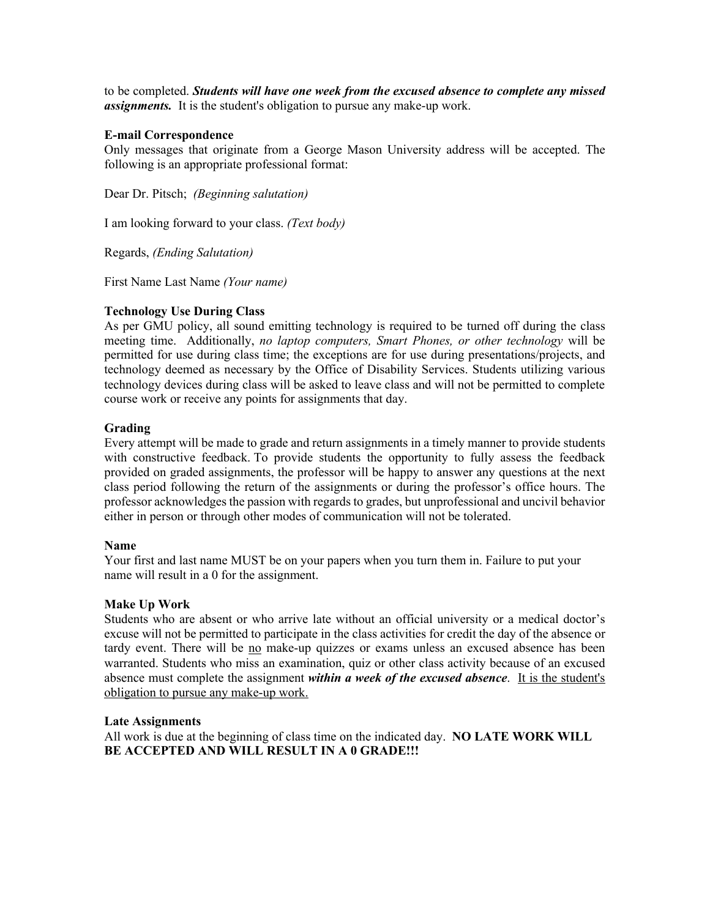to be completed. ***Students will have one week from the excused absence to complete any missed assignments.*** It is the student's obligation to pursue any make-up work.

**E-mail Correspondence**

Only messages that originate from a George Mason University address will be accepted. The following is an appropriate professional format:

Dear Dr. Pitsch; *(Beginning salutation)*

I am looking forward to your class. *(Text body)*

Regards, *(Ending Salutation)*

First Name Last Name *(Your name)*

**Technology Use During Class**

As per GMU policy, all sound emitting technology is required to be turned off during the class meeting time. Additionally, *no laptop computers, Smart Phones, or other technology* will be permitted for use during class time; the exceptions are for use during presentations/projects, and technology deemed as necessary by the Office of Disability Services. Students utilizing various technology devices during class will be asked to leave class and will not be permitted to complete course work or receive any points for assignments that day.

**Grading**

Every attempt will be made to grade and return assignments in a timely manner to provide students with constructive feedback. To provide students the opportunity to fully assess the feedback provided on graded assignments, the professor will be happy to answer any questions at the next class period following the return of the assignments or during the professor's office hours. The professor acknowledges the passion with regards to grades, but unprofessional and uncivil behavior either in person or through other modes of communication will not be tolerated.

**Name**

Your first and last name MUST be on your papers when you turn them in. Failure to put your name will result in a 0 for the assignment.

**Make Up Work**

Students who are absent or who arrive late without an official university or a medical doctor's excuse will not be permitted to participate in the class activities for credit the day of the absence or tardy event. There will be <u>no</u> make-up quizzes or exams unless an excused absence has been warranted. Students who miss an examination, quiz or other class activity because of an excused absence must complete the assignment ***within a week of the excused absence***. <u>It is the student's obligation to pursue any make-up work.</u>

**Late Assignments**

All work is due at the beginning of class time on the indicated day. **NO LATE WORK WILL BE ACCEPTED AND WILL RESULT IN A 0 GRADE!!!**